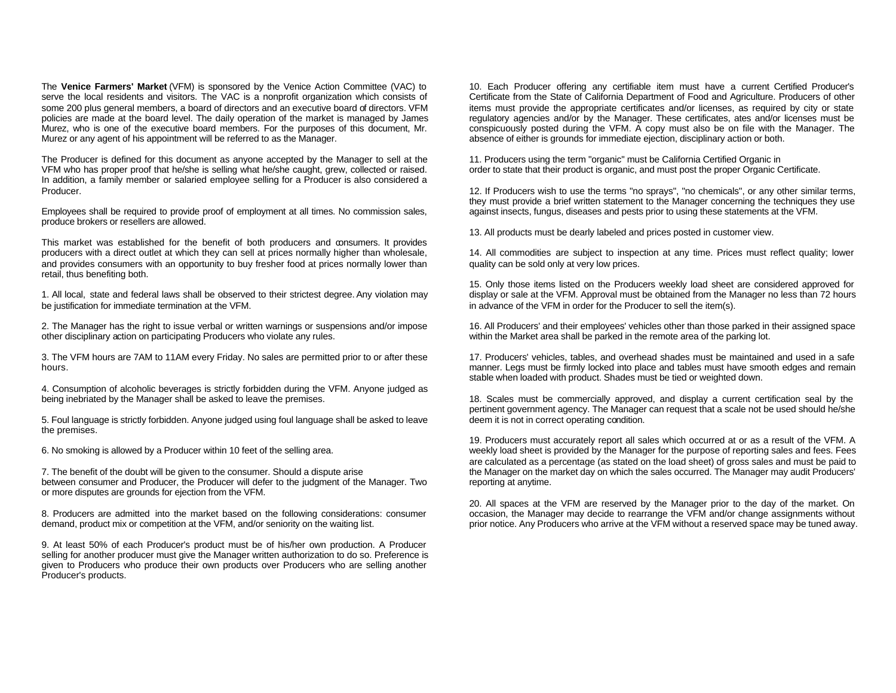The **Venice Farmers' Market** (VFM) is sponsored by the Venice Action Committee (VAC) to serve the local residents and visitors. The VAC is a nonprofit organization which consists of some 200 plus general members, a board of directors and an executive board of directors. VFM policies are made at the board level. The daily operation of the market is managed by James Murez, who is one of the executive board members. For the purposes of this document, Mr. Murez or any agent of his appointment will be referred to as the Manager.

The Producer is defined for this document as anyone accepted by the Manager to sell at the VFM who has proper proof that he/she is selling what he/she caught, grew, collected or raised. In addition, a family member or salaried employee selling for a Producer is also considered a Producer.

Employees shall be required to provide proof of employment at all times. No commission sales, produce brokers or resellers are allowed.

This market was established for the benefit of both producers and consumers. It provides producers with a direct outlet at which they can sell at prices normally higher than wholesale, and provides consumers with an opportunity to buy fresher food at prices normally lower than retail, thus benefiting both.

1. All local, state and federal laws shall be observed to their strictest degree. Any violation may be justification for immediate termination at the VFM.

2. The Manager has the right to issue verbal or written warnings or suspensions and/or impose other disciplinary action on participating Producers who violate any rules.

3. The VFM hours are 7AM to 11AM every Friday. No sales are permitted prior to or after these hours.

4. Consumption of alcoholic beverages is strictly forbidden during the VFM. Anyone judged as being inebriated by the Manager shall be asked to leave the premises.

5. Foul language is strictly forbidden. Anyone judged using foul language shall be asked to leave the premises.

6. No smoking is allowed by a Producer within 10 feet of the selling area.

7. The benefit of the doubt will be given to the consumer. Should a dispute arise between consumer and Producer, the Producer will defer to the judgment of the Manager. Two or more disputes are grounds for ejection from the VFM.

8. Producers are admitted into the market based on the following considerations: consumer demand, product mix or competition at the VFM, and/or seniority on the waiting list.

9. At least 50% of each Producer's product must be of his/her own production. A Producer selling for another producer must give the Manager written authorization to do so. Preference is given to Producers who produce their own products over Producers who are selling another Producer's products.

10. Each Producer offering any certifiable item must have a current Certified Producer's Certificate from the State of California Department of Food and Agriculture. Producers of other items must provide the appropriate certificates and/or licenses, as required by city or state regulatory agencies and/or by the Manager. These certificates, ates and/or licenses must be conspicuously posted during the VFM. A copy must also be on file with the Manager. The absence of either is grounds for immediate ejection, disciplinary action or both.

11. Producers using the term "organic" must be California Certified Organic in order to state that their product is organic, and must post the proper Organic Certificate.

12. If Producers wish to use the terms "no sprays", "no chemicals", or any other similar terms, they must provide a brief written statement to the Manager concerning the techniques they use against insects, fungus, diseases and pests prior to using these statements at the VFM.

13. All products must be dearly labeled and prices posted in customer view.

14. All commodities are subject to inspection at any time. Prices must reflect quality; lower quality can be sold only at very low prices.

15. Only those items listed on the Producers weekly load sheet are considered approved for display or sale at the VFM. Approval must be obtained from the Manager no less than 72 hours in advance of the VFM in order for the Producer to sell the item(s).

16. All Producers' and their employees' vehicles other than those parked in their assigned space within the Market area shall be parked in the remote area of the parking lot.

17. Producers' vehicles, tables, and overhead shades must be maintained and used in a safe manner. Legs must be firmly locked into place and tables must have smooth edges and remain stable when loaded with product. Shades must be tied or weighted down.

18. Scales must be commercially approved, and display a current certification seal by the pertinent government agency. The Manager can request that a scale not be used should he/she deem it is not in correct operating condition.

19. Producers must accurately report all sales which occurred at or as a result of the VFM. A weekly load sheet is provided by the Manager for the purpose of reporting sales and fees. Fees are calculated as a percentage (as stated on the load sheet) of gross sales and must be paid to the Manager on the market day on which the sales occurred. The Manager may audit Producers' reporting at anytime.

20. All spaces at the VFM are reserved by the Manager prior to the day of the market. On occasion, the Manager may decide to rearrange the VFM and/or change assignments without prior notice. Any Producers who arrive at the VFM without a reserved space may be tuned away.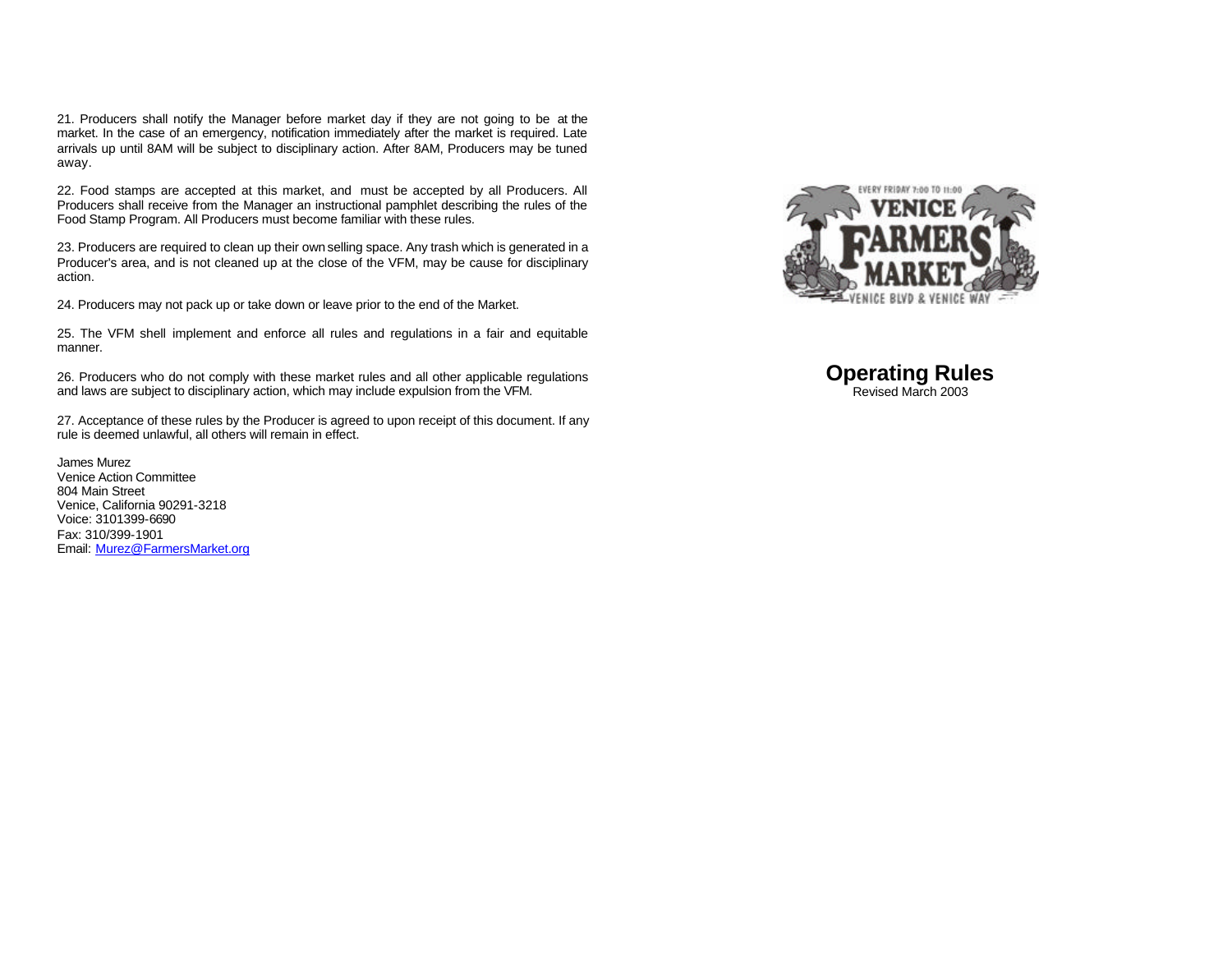21. Producers shall notify the Manager before market day if they are not going to be at the market. In the case of an emergency, notification immediately after the market is required. Late arrivals up until 8AM will be subject to disciplinary action. After 8AM, Producers may be tuned away.

22. Food stamps are accepted at this market, and must be accepted by all Producers. All Producers shall receive from the Manager an instructional pamphlet describing the rules of the Food Stamp Program. All Producers must become familiar with these rules.

23. Producers are required to clean up their own selling space. Any trash which is generated in a Producer's area, and is not cleaned up at the close of the VFM, may be cause for disciplinary action.

24. Producers may not pack up or take down or leave prior to the end of the Market.

25. The VFM shell implement and enforce all rules and regulations in a fair and equitable manner.

26. Producers who do not comply with these market rules and all other applicable regulations and laws are subject to disciplinary action, which may include expulsion from the VFM.

27. Acceptance of these rules by the Producer is agreed to upon receipt of this document. If any rule is deemed unlawful, all others will remain in effect.

James Murez
Venice Action Committee
804 Main Street
Venice, California 90291-3218
Voice: 3101399-6690
Fax: 310/399-1901
Email: Murez@FarmersMarket.org

EVERY FRIDAY 7:00 TO 11:00
VENICE FARMERS MARKET
VENICE BLVD & VENICE WAY

# Operating Rules

Revised March 2003